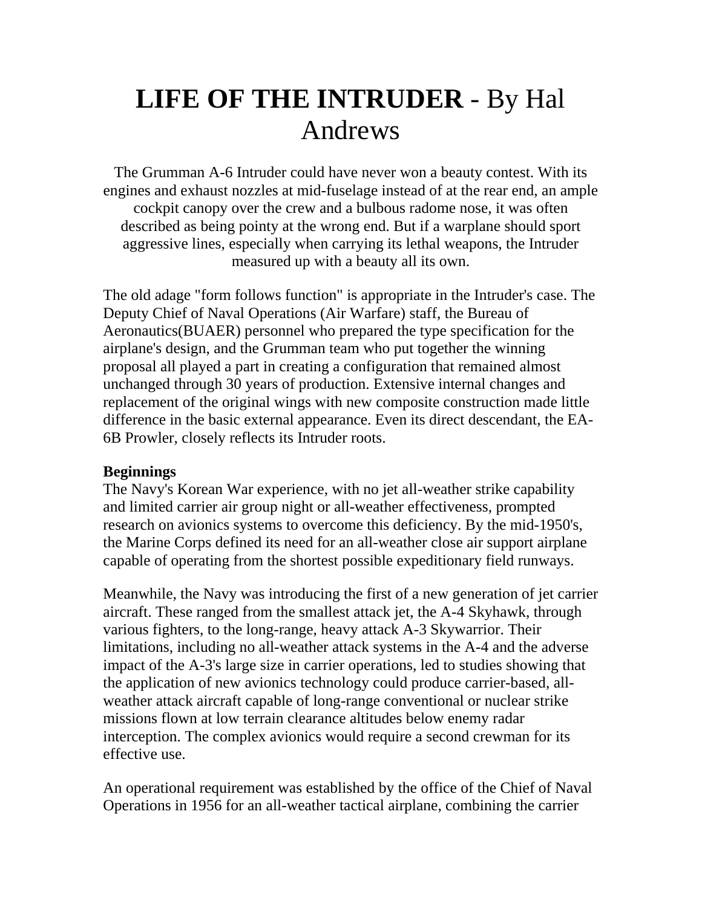# **LIFE OF THE INTRUDER** - By Hal Andrews

The Grumman A-6 Intruder could have never won a beauty contest. With its engines and exhaust nozzles at mid-fuselage instead of at the rear end, an ample cockpit canopy over the crew and a bulbous radome nose, it was often described as being pointy at the wrong end. But if a warplane should sport aggressive lines, especially when carrying its lethal weapons, the Intruder measured up with a beauty all its own.

The old adage "form follows function" is appropriate in the Intruder's case. The Deputy Chief of Naval Operations (Air Warfare) staff, the Bureau of Aeronautics(BUAER) personnel who prepared the type specification for the airplane's design, and the Grumman team who put together the winning proposal all played a part in creating a configuration that remained almost unchanged through 30 years of production. Extensive internal changes and replacement of the original wings with new composite construction made little difference in the basic external appearance. Even its direct descendant, the EA-6B Prowler, closely reflects its Intruder roots.

**Beginnings**

The Navy's Korean War experience, with no jet all-weather strike capability and limited carrier air group night or all-weather effectiveness, prompted research on avionics systems to overcome this deficiency. By the mid-1950's, the Marine Corps defined its need for an all-weather close air support airplane capable of operating from the shortest possible expeditionary field runways.

Meanwhile, the Navy was introducing the first of a new generation of jet carrier aircraft. These ranged from the smallest attack jet, the A-4 Skyhawk, through various fighters, to the long-range, heavy attack A-3 Skywarrior. Their limitations, including no all-weather attack systems in the A-4 and the adverse impact of the A-3's large size in carrier operations, led to studies showing that the application of new avionics technology could produce carrier-based, all-weather attack aircraft capable of long-range conventional or nuclear strike missions flown at low terrain clearance altitudes below enemy radar interception. The complex avionics would require a second crewman for its effective use.

An operational requirement was established by the office of the Chief of Naval Operations in 1956 for an all-weather tactical airplane, combining the carrier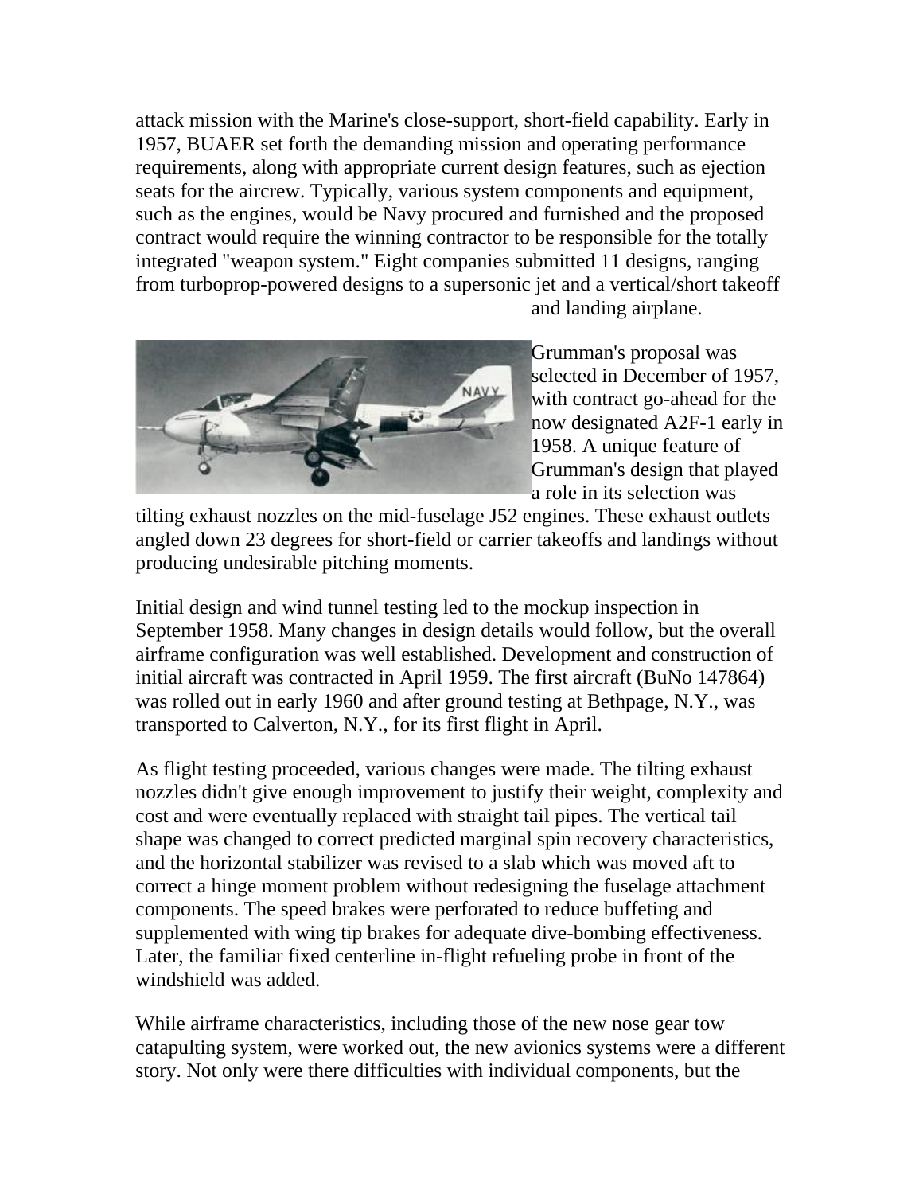attack mission with the Marine's close-support, short-field capability. Early in 1957, BUAER set forth the demanding mission and operating performance requirements, along with appropriate current design features, such as ejection seats for the aircrew. Typically, various system components and equipment, such as the engines, would be Navy procured and furnished and the proposed contract would require the winning contractor to be responsible for the totally integrated "weapon system." Eight companies submitted 11 designs, ranging from turboprop-powered designs to a supersonic jet and a vertical/short takeoff and landing airplane.

Grumman's proposal was selected in December of 1957, with contract go-ahead for the now designated A2F-1 early in 1958. A unique feature of Grumman's design that played a role in its selection was tilting exhaust nozzles on the mid-fuselage J52 engines. These exhaust outlets angled down 23 degrees for short-field or carrier takeoffs and landings without producing undesirable pitching moments.

Initial design and wind tunnel testing led to the mockup inspection in September 1958. Many changes in design details would follow, but the overall airframe configuration was well established. Development and construction of initial aircraft was contracted in April 1959. The first aircraft (BuNo 147864) was rolled out in early 1960 and after ground testing at Bethpage, N.Y., was transported to Calverton, N.Y., for its first flight in April.

As flight testing proceeded, various changes were made. The tilting exhaust nozzles didn't give enough improvement to justify their weight, complexity and cost and were eventually replaced with straight tail pipes. The vertical tail shape was changed to correct predicted marginal spin recovery characteristics, and the horizontal stabilizer was revised to a slab which was moved aft to correct a hinge moment problem without redesigning the fuselage attachment components. The speed brakes were perforated to reduce buffeting and supplemented with wing tip brakes for adequate dive-bombing effectiveness. Later, the familiar fixed centerline in-flight refueling probe in front of the windshield was added.

While airframe characteristics, including those of the new nose gear tow catapulting system, were worked out, the new avionics systems were a different story. Not only were there difficulties with individual components, but the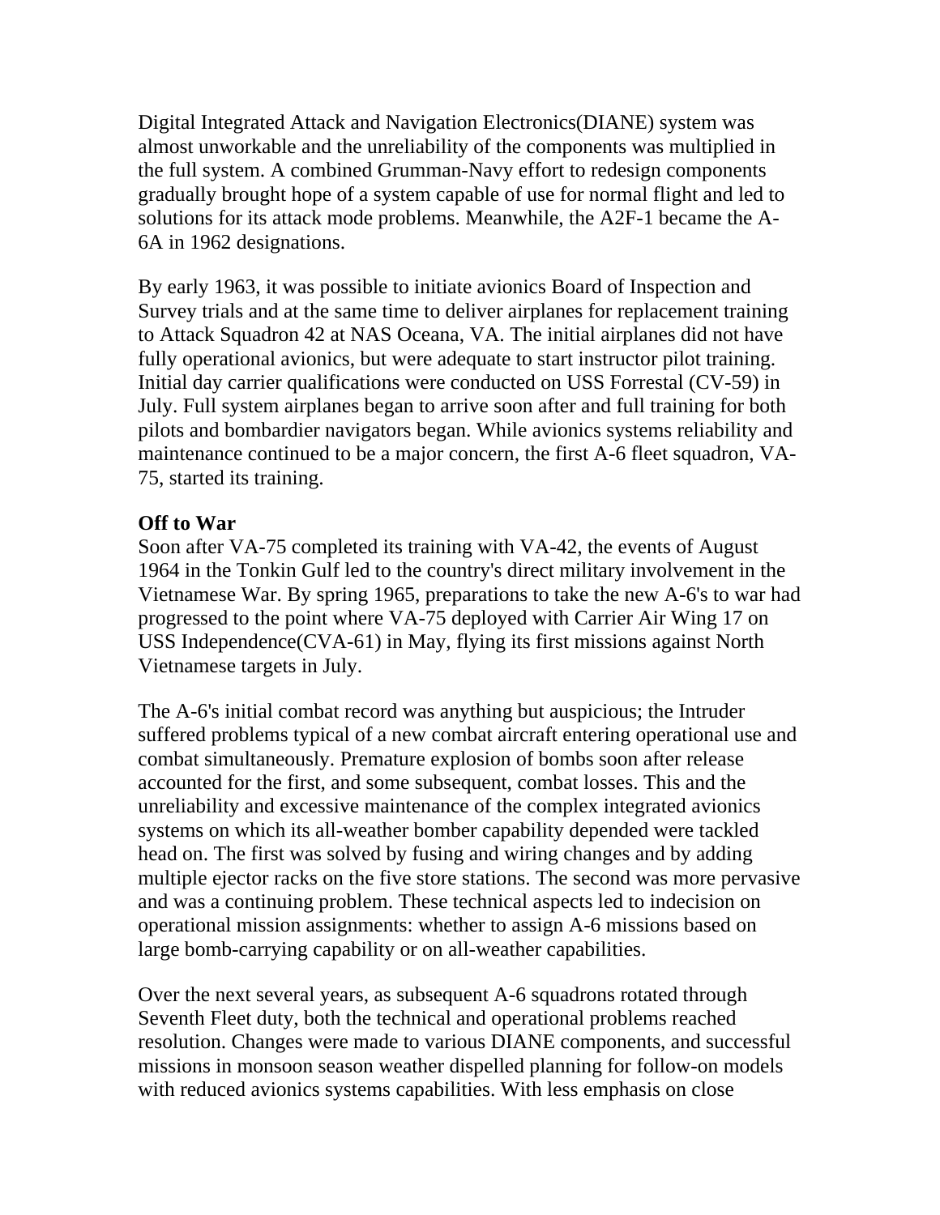Digital Integrated Attack and Navigation Electronics(DIANE) system was almost unworkable and the unreliability of the components was multiplied in the full system. A combined Grumman-Navy effort to redesign components gradually brought hope of a system capable of use for normal flight and led to solutions for its attack mode problems. Meanwhile, the A2F-1 became the A-6A in 1962 designations.

By early 1963, it was possible to initiate avionics Board of Inspection and Survey trials and at the same time to deliver airplanes for replacement training to Attack Squadron 42 at NAS Oceana, VA. The initial airplanes did not have fully operational avionics, but were adequate to start instructor pilot training. Initial day carrier qualifications were conducted on USS Forrestal (CV-59) in July. Full system airplanes began to arrive soon after and full training for both pilots and bombardier navigators began. While avionics systems reliability and maintenance continued to be a major concern, the first A-6 fleet squadron, VA-75, started its training.

**Off to War**

Soon after VA-75 completed its training with VA-42, the events of August 1964 in the Tonkin Gulf led to the country's direct military involvement in the Vietnamese War. By spring 1965, preparations to take the new A-6's to war had progressed to the point where VA-75 deployed with Carrier Air Wing 17 on USS Independence(CVA-61) in May, flying its first missions against North Vietnamese targets in July.

The A-6's initial combat record was anything but auspicious; the Intruder suffered problems typical of a new combat aircraft entering operational use and combat simultaneously. Premature explosion of bombs soon after release accounted for the first, and some subsequent, combat losses. This and the unreliability and excessive maintenance of the complex integrated avionics systems on which its all-weather bomber capability depended were tackled head on. The first was solved by fusing and wiring changes and by adding multiple ejector racks on the five store stations. The second was more pervasive and was a continuing problem. These technical aspects led to indecision on operational mission assignments: whether to assign A-6 missions based on large bomb-carrying capability or on all-weather capabilities.

Over the next several years, as subsequent A-6 squadrons rotated through Seventh Fleet duty, both the technical and operational problems reached resolution. Changes were made to various DIANE components, and successful missions in monsoon season weather dispelled planning for follow-on models with reduced avionics systems capabilities. With less emphasis on close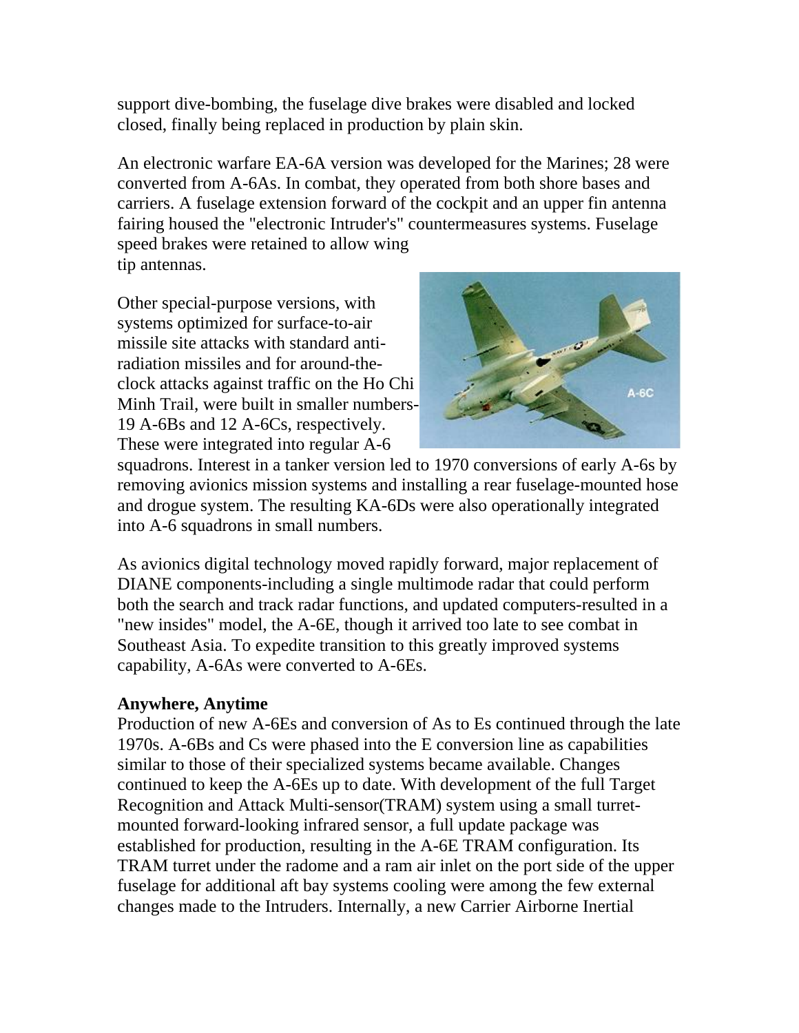support dive-bombing, the fuselage dive brakes were disabled and locked closed, finally being replaced in production by plain skin.

An electronic warfare EA-6A version was developed for the Marines; 28 were converted from A-6As. In combat, they operated from both shore bases and carriers. A fuselage extension forward of the cockpit and an upper fin antenna fairing housed the "electronic Intruder's" countermeasures systems. Fuselage speed brakes were retained to allow wing tip antennas.

Other special-purpose versions, with systems optimized for surface-to-air missile site attacks with standard anti-radiation missiles and for around-the-clock attacks against traffic on the Ho Chi Minh Trail, were built in smaller numbers-19 A-6Bs and 12 A-6Cs, respectively. These were integrated into regular A-6 squadrons. Interest in a tanker version led to 1970 conversions of early A-6s by removing avionics mission systems and installing a rear fuselage-mounted hose and drogue system. The resulting KA-6Ds were also operationally integrated into A-6 squadrons in small numbers.

As avionics digital technology moved rapidly forward, major replacement of DIANE components-including a single multimode radar that could perform both the search and track radar functions, and updated computers-resulted in a "new insides" model, the A-6E, though it arrived too late to see combat in Southeast Asia. To expedite transition to this greatly improved systems capability, A-6As were converted to A-6Es.

**Anywhere, Anytime**

Production of new A-6Es and conversion of As to Es continued through the late 1970s. A-6Bs and Cs were phased into the E conversion line as capabilities similar to those of their specialized systems became available. Changes continued to keep the A-6Es up to date. With development of the full Target Recognition and Attack Multi-sensor(TRAM) system using a small turret-mounted forward-looking infrared sensor, a full update package was established for production, resulting in the A-6E TRAM configuration. Its TRAM turret under the radome and a ram air inlet on the port side of the upper fuselage for additional aft bay systems cooling were among the few external changes made to the Intruders. Internally, a new Carrier Airborne Inertial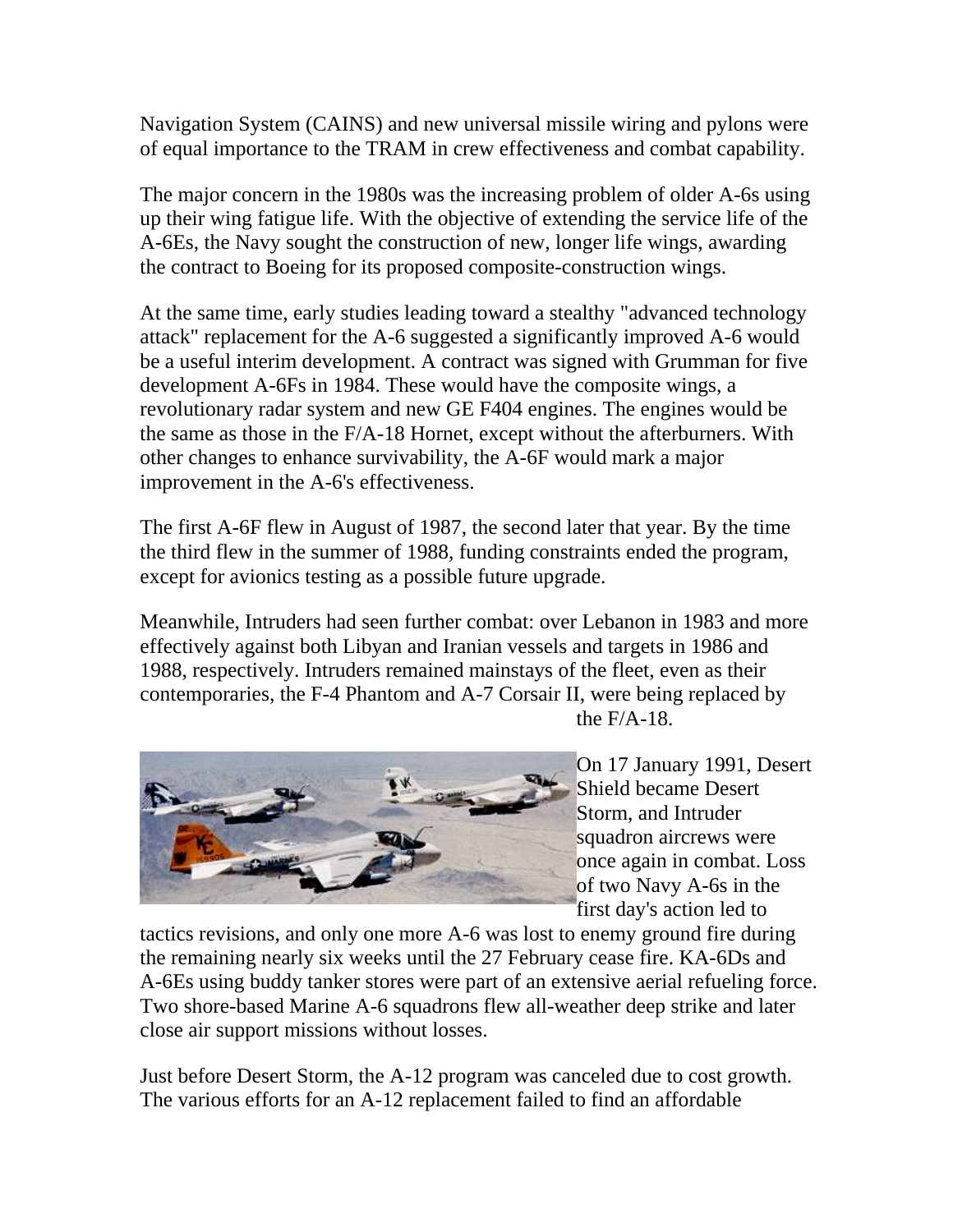Navigation System (CAINS) and new universal missile wiring and pylons were of equal importance to the TRAM in crew effectiveness and combat capability.

The major concern in the 1980s was the increasing problem of older A-6s using up their wing fatigue life. With the objective of extending the service life of the A-6Es, the Navy sought the construction of new, longer life wings, awarding the contract to Boeing for its proposed composite-construction wings.

At the same time, early studies leading toward a stealthy "advanced technology attack" replacement for the A-6 suggested a significantly improved A-6 would be a useful interim development. A contract was signed with Grumman for five development A-6Fs in 1984. These would have the composite wings, a revolutionary radar system and new GE F404 engines. The engines would be the same as those in the F/A-18 Hornet, except without the afterburners. With other changes to enhance survivability, the A-6F would mark a major improvement in the A-6's effectiveness.

The first A-6F flew in August of 1987, the second later that year. By the time the third flew in the summer of 1988, funding constraints ended the program, except for avionics testing as a possible future upgrade.

Meanwhile, Intruders had seen further combat: over Lebanon in 1983 and more effectively against both Libyan and Iranian vessels and targets in 1986 and 1988, respectively. Intruders remained mainstays of the fleet, even as their contemporaries, the F-4 Phantom and A-7 Corsair II, were being replaced by the F/A-18.

On 17 January 1991, Desert Shield became Desert Storm, and Intruder squadron aircrews were once again in combat. Loss of two Navy A-6s in the first day's action led to tactics revisions, and only one more A-6 was lost to enemy ground fire during the remaining nearly six weeks until the 27 February cease fire. KA-6Ds and A-6Es using buddy tanker stores were part of an extensive aerial refueling force. Two shore-based Marine A-6 squadrons flew all-weather deep strike and later close air support missions without losses.

Just before Desert Storm, the A-12 program was canceled due to cost growth. The various efforts for an A-12 replacement failed to find an affordable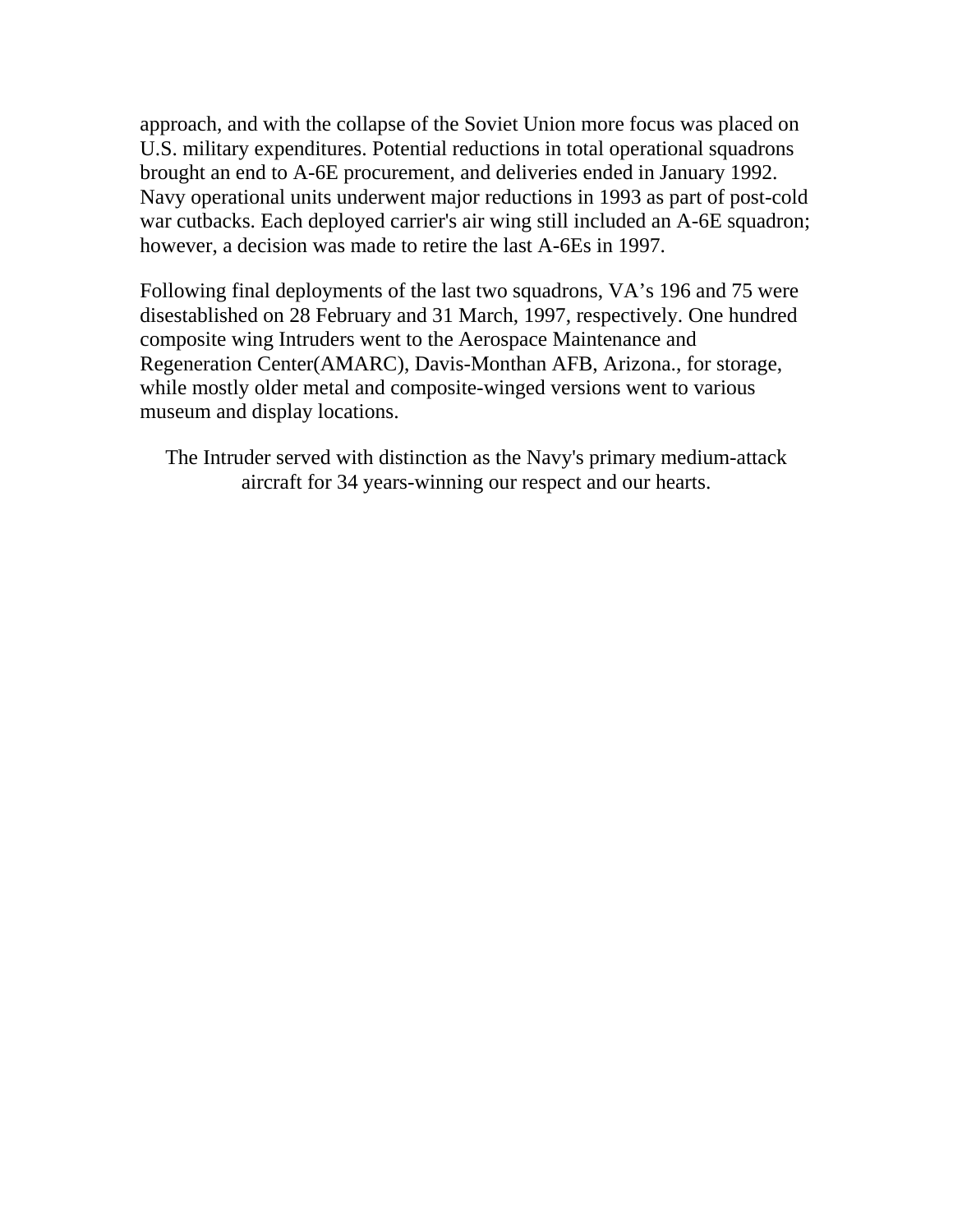approach, and with the collapse of the Soviet Union more focus was placed on U.S. military expenditures. Potential reductions in total operational squadrons brought an end to A-6E procurement, and deliveries ended in January 1992. Navy operational units underwent major reductions in 1993 as part of post-cold war cutbacks. Each deployed carrier's air wing still included an A-6E squadron; however, a decision was made to retire the last A-6Es in 1997.

Following final deployments of the last two squadrons, VA’s 196 and 75 were disestablished on 28 February and 31 March, 1997, respectively. One hundred composite wing Intruders went to the Aerospace Maintenance and Regeneration Center(AMARC), Davis-Monthan AFB, Arizona., for storage, while mostly older metal and composite-winged versions went to various museum and display locations.

The Intruder served with distinction as the Navy's primary medium-attack aircraft for 34 years-winning our respect and our hearts.